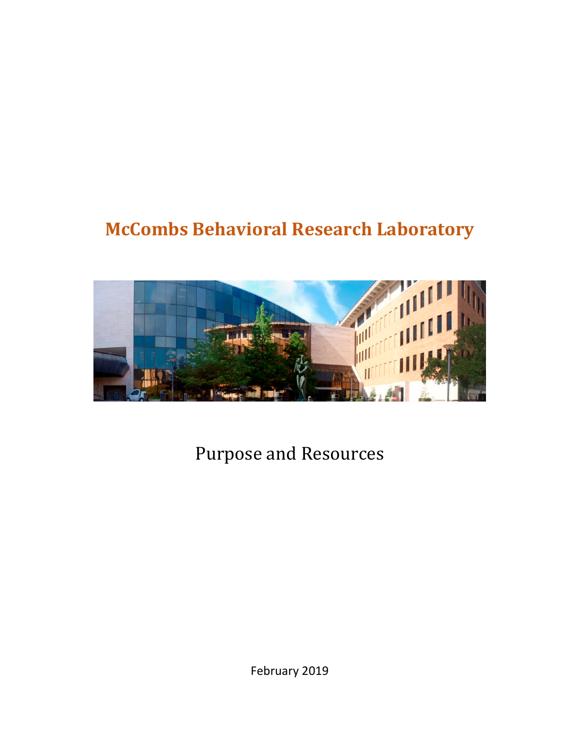# McCombs Behavioral Research Laboratory

Purpose and Resources

February 2019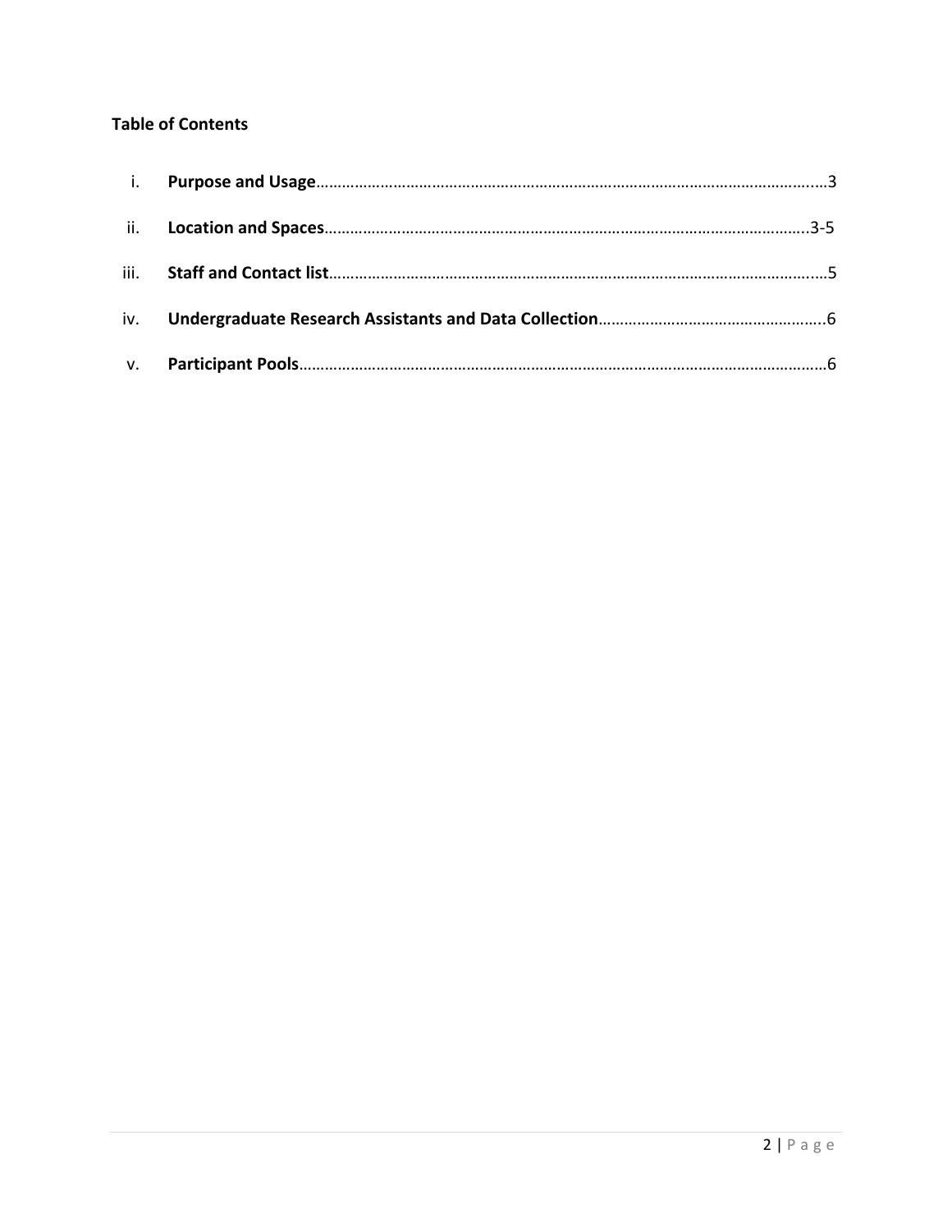**Table of Contents**

i. **Purpose and Usage**……………………………………………………………………………………………………3

ii. **Location and Spaces**………………………………………………………………………………………………3-5

iii. **Staff and Contact list**……………………………………………………………………………………………………5

iv. **Undergraduate Research Assistants and Data Collection**……………………………………………………6

v. **Participant Pools**……………………………………………………………………………………………………………6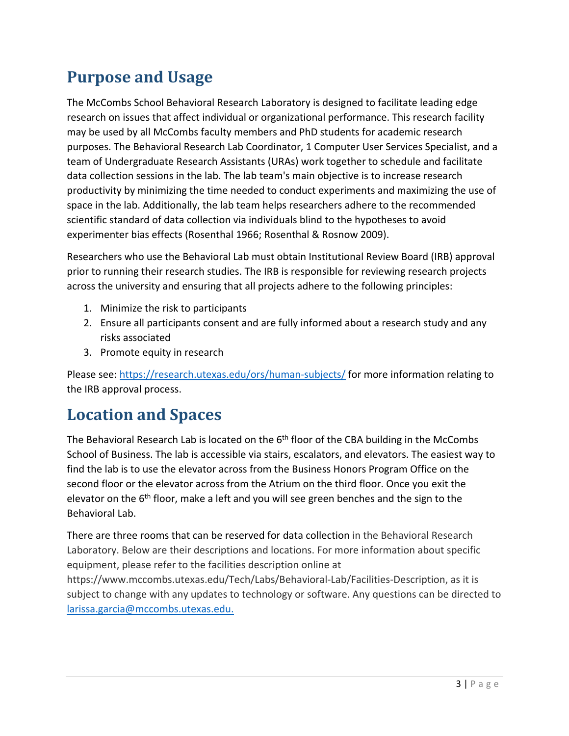# Purpose and Usage

The McCombs School Behavioral Research Laboratory is designed to facilitate leading edge research on issues that affect individual or organizational performance. This research facility may be used by all McCombs faculty members and PhD students for academic research purposes. The Behavioral Research Lab Coordinator, 1 Computer User Services Specialist, and a team of Undergraduate Research Assistants (URAs) work together to schedule and facilitate data collection sessions in the lab. The lab team's main objective is to increase research productivity by minimizing the time needed to conduct experiments and maximizing the use of space in the lab. Additionally, the lab team helps researchers adhere to the recommended scientific standard of data collection via individuals blind to the hypotheses to avoid experimenter bias effects (Rosenthal 1966; Rosenthal & Rosnow 2009).

Researchers who use the Behavioral Lab must obtain Institutional Review Board (IRB) approval prior to running their research studies. The IRB is responsible for reviewing research projects across the university and ensuring that all projects adhere to the following principles:

1. Minimize the risk to participants
2. Ensure all participants consent and are fully informed about a research study and any risks associated
3. Promote equity in research

Please see: https://research.utexas.edu/ors/human-subjects/ for more information relating to the IRB approval process.

# Location and Spaces

The Behavioral Research Lab is located on the 6th floor of the CBA building in the McCombs School of Business. The lab is accessible via stairs, escalators, and elevators. The easiest way to find the lab is to use the elevator across from the Business Honors Program Office on the second floor or the elevator across from the Atrium on the third floor. Once you exit the elevator on the 6th floor, make a left and you will see green benches and the sign to the Behavioral Lab.

There are three rooms that can be reserved for data collection in the Behavioral Research Laboratory. Below are their descriptions and locations. For more information about specific equipment, please refer to the facilities description online at https://www.mccombs.utexas.edu/Tech/Labs/Behavioral-Lab/Facilities-Description, as it is subject to change with any updates to technology or software. Any questions can be directed to larissa.garcia@mccombs.utexas.edu.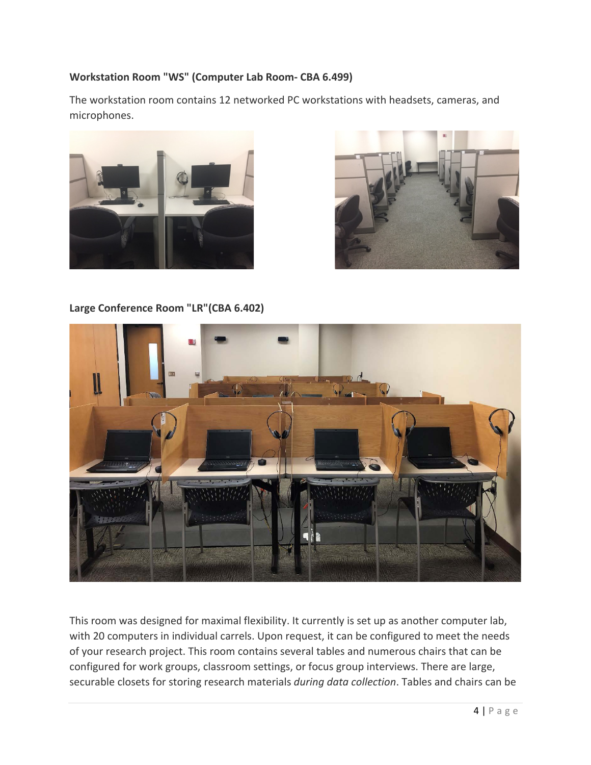**Workstation Room "WS" (Computer Lab Room- CBA 6.499)**

The workstation room contains 12 networked PC workstations with headsets, cameras, and microphones.

**Large Conference Room "LR"(CBA 6.402)**

This room was designed for maximal flexibility. It currently is set up as another computer lab, with 20 computers in individual carrels. Upon request, it can be configured to meet the needs of your research project. This room contains several tables and numerous chairs that can be configured for work groups, classroom settings, or focus group interviews. There are large, securable closets for storing research materials *during data collection*. Tables and chairs can be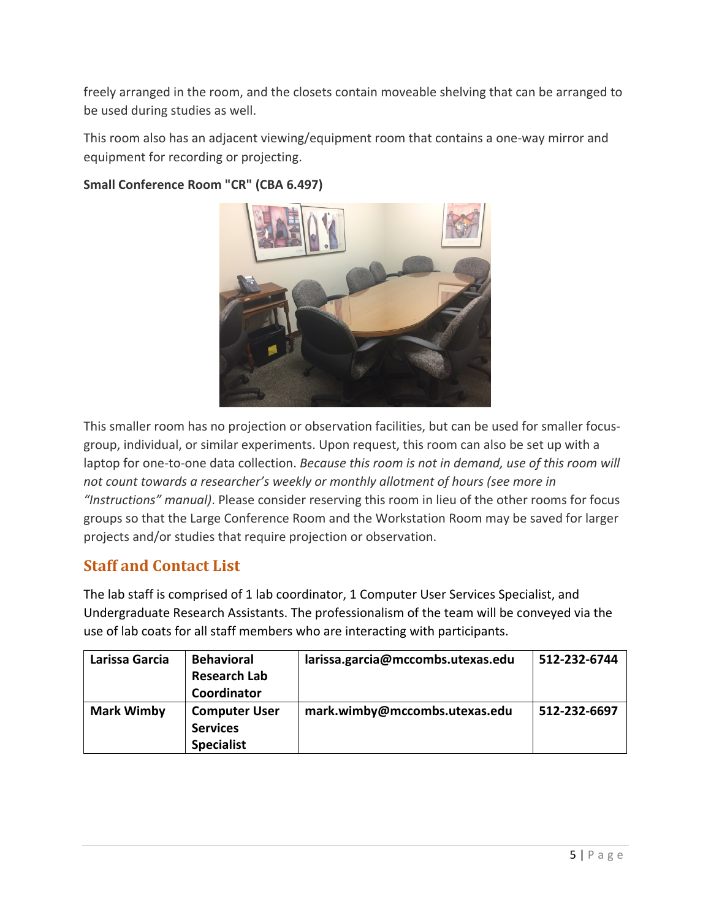freely arranged in the room, and the closets contain moveable shelving that can be arranged to be used during studies as well.

This room also has an adjacent viewing/equipment room that contains a one-way mirror and equipment for recording or projecting.

**Small Conference Room "CR" (CBA 6.497)**

This smaller room has no projection or observation facilities, but can be used for smaller focus-group, individual, or similar experiments. Upon request, this room can also be set up with a laptop for one-to-one data collection. *Because this room is not in demand, use of this room will not count towards a researcher's weekly or monthly allotment of hours (see more in "Instructions" manual)*. Please consider reserving this room in lieu of the other rooms for focus groups so that the Large Conference Room and the Workstation Room may be saved for larger projects and/or studies that require projection or observation.

## Staff and Contact List

The lab staff is comprised of 1 lab coordinator, 1 Computer User Services Specialist, and Undergraduate Research Assistants. The professionalism of the team will be conveyed via the use of lab coats for all staff members who are interacting with participants.

| | | | |
|---|---|---|---|
| **Larissa Garcia** | **Behavioral Research Lab Coordinator** | **larissa.garcia@mccombs.utexas.edu** | **512-232-6744** |
| **Mark Wimby** | **Computer User Services Specialist** | **mark.wimby@mccombs.utexas.edu** | **512-232-6697** |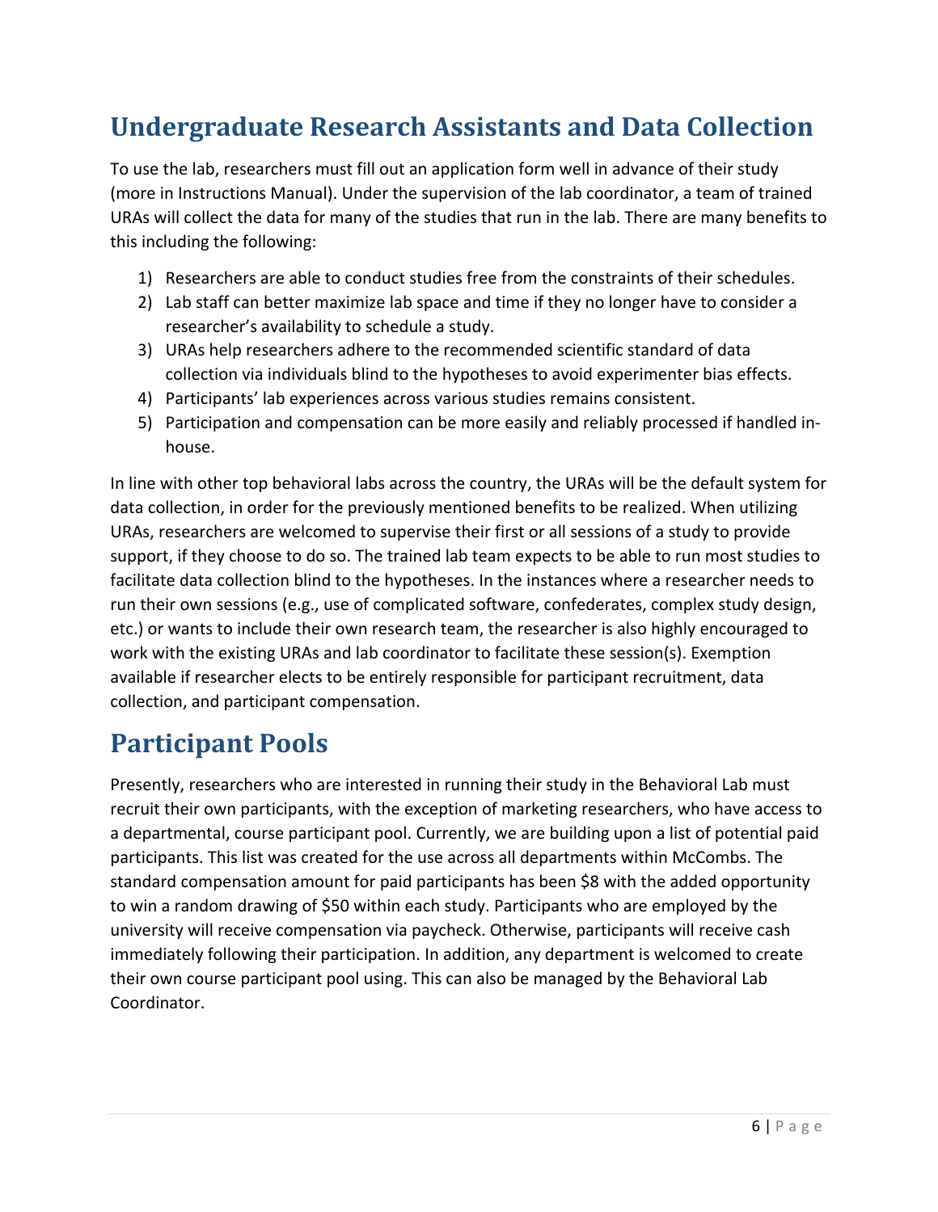## Undergraduate Research Assistants and Data Collection

To use the lab, researchers must fill out an application form well in advance of their study (more in Instructions Manual). Under the supervision of the lab coordinator, a team of trained URAs will collect the data for many of the studies that run in the lab. There are many benefits to this including the following:

1) Researchers are able to conduct studies free from the constraints of their schedules.
2) Lab staff can better maximize lab space and time if they no longer have to consider a researcher's availability to schedule a study.
3) URAs help researchers adhere to the recommended scientific standard of data collection via individuals blind to the hypotheses to avoid experimenter bias effects.
4) Participants' lab experiences across various studies remains consistent.
5) Participation and compensation can be more easily and reliably processed if handled in-house.

In line with other top behavioral labs across the country, the URAs will be the default system for data collection, in order for the previously mentioned benefits to be realized. When utilizing URAs, researchers are welcomed to supervise their first or all sessions of a study to provide support, if they choose to do so. The trained lab team expects to be able to run most studies to facilitate data collection blind to the hypotheses. In the instances where a researcher needs to run their own sessions (e.g., use of complicated software, confederates, complex study design, etc.) or wants to include their own research team, the researcher is also highly encouraged to work with the existing URAs and lab coordinator to facilitate these session(s). Exemption available if researcher elects to be entirely responsible for participant recruitment, data collection, and participant compensation.

## Participant Pools

Presently, researchers who are interested in running their study in the Behavioral Lab must recruit their own participants, with the exception of marketing researchers, who have access to a departmental, course participant pool. Currently, we are building upon a list of potential paid participants. This list was created for the use across all departments within McCombs. The standard compensation amount for paid participants has been $8 with the added opportunity to win a random drawing of $50 within each study. Participants who are employed by the university will receive compensation via paycheck. Otherwise, participants will receive cash immediately following their participation. In addition, any department is welcomed to create their own course participant pool using. This can also be managed by the Behavioral Lab Coordinator.